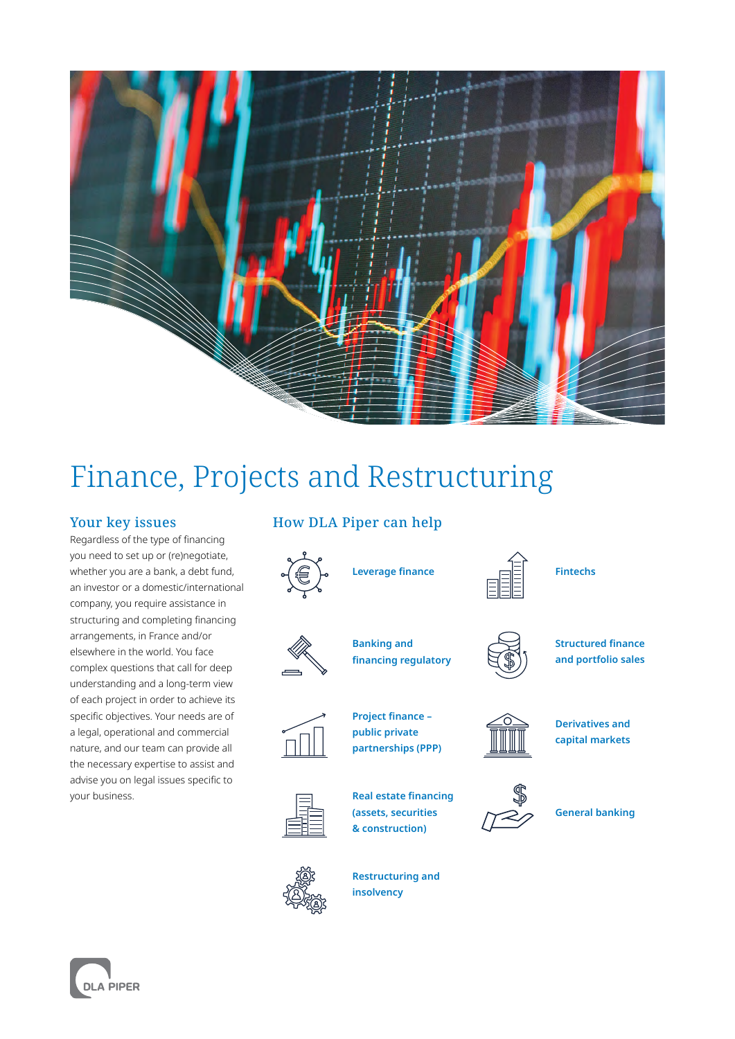# Finance, Projects and Restructuring

## Your key issues

Regardless of the type of financing you need to set up or (re)negotiate, whether you are a bank, a debt fund, an investor or a domestic/international company, you require assistance in structuring and completing financing arrangements, in France and/or elsewhere in the world. You face complex questions that call for deep understanding and a long-term view of each project in order to achieve its specific objectives. Your needs are of a legal, operational and commercial nature, and our team can provide all the necessary expertise to assist and advise you on legal issues specific to your business.

## How DLA Piper can help

- **Leverage finance**
- **Fintechs**
- **Banking and financing regulatory**
- **Structured finance and portfolio sales**
- **Project finance – public private partnerships (PPP)**
- **Derivatives and capital markets**
- **Real estate financing (assets, securities & construction)**
- **General banking**
- **Restructuring and insolvency**

DLA PIPER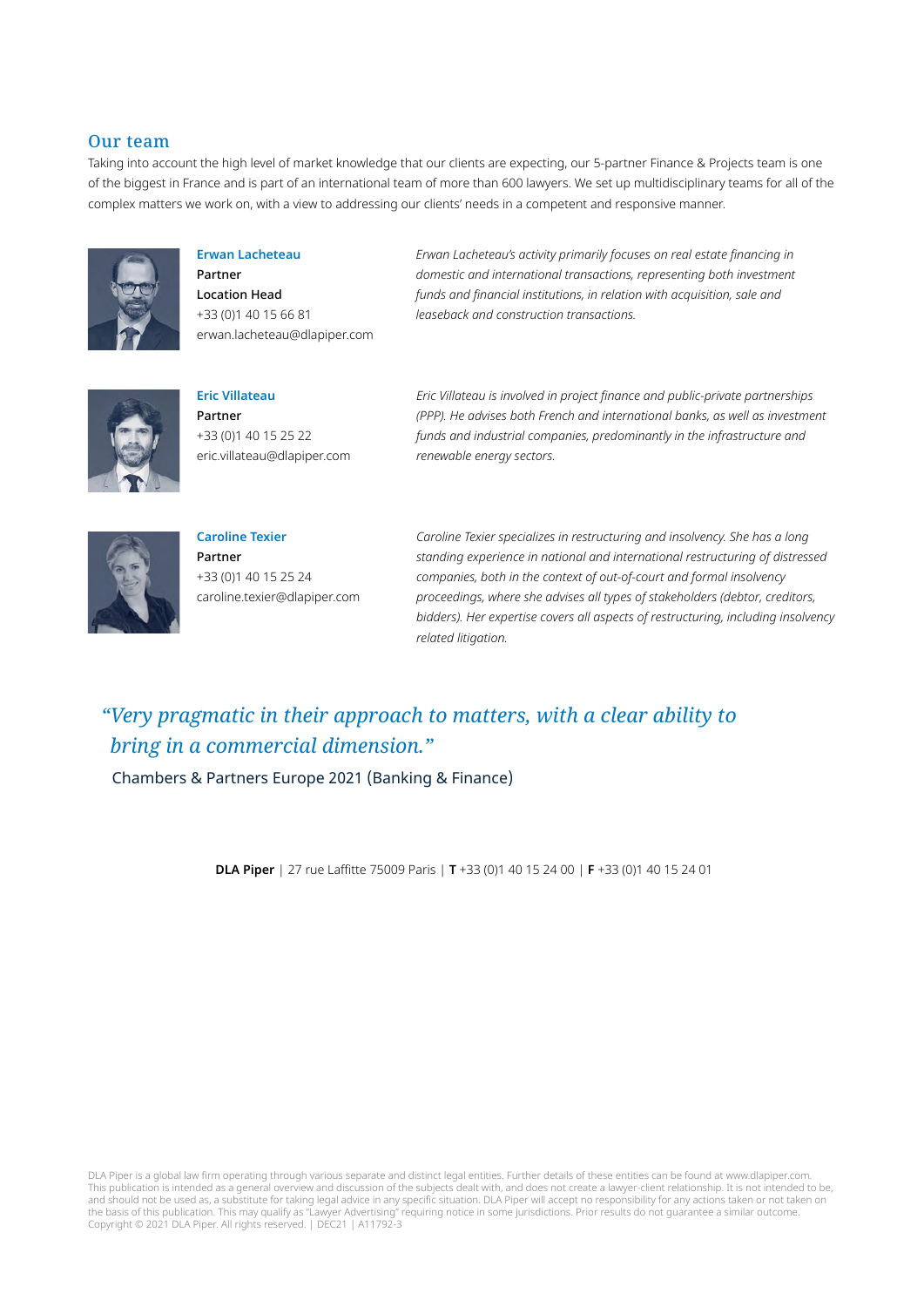## Our team

Taking into account the high level of market knowledge that our clients are expecting, our 5-partner Finance & Projects team is one of the biggest in France and is part of an international team of more than 600 lawyers. We set up multidisciplinary teams for all of the complex matters we work on, with a view to addressing our clients' needs in a competent and responsive manner.

**Erwan Lacheteau**
Partner
Location Head
+33 (0)1 40 15 66 81
erwan.lacheteau@dlapiper.com

*Erwan Lacheteau's activity primarily focuses on real estate financing in domestic and international transactions, representing both investment funds and financial institutions, in relation with acquisition, sale and leaseback and construction transactions.*

**Eric Villateau**
Partner
+33 (0)1 40 15 25 22
eric.villateau@dlapiper.com

*Eric Villateau is involved in project finance and public-private partnerships (PPP). He advises both French and international banks, as well as investment funds and industrial companies, predominantly in the infrastructure and renewable energy sectors.*

**Caroline Texier**
Partner
+33 (0)1 40 15 25 24
caroline.texier@dlapiper.com

*Caroline Texier specializes in restructuring and insolvency. She has a long standing experience in national and international restructuring of distressed companies, both in the context of out-of-court and formal insolvency proceedings, where she advises all types of stakeholders (debtor, creditors, bidders). Her expertise covers all aspects of restructuring, including insolvency related litigation.*

> *"Very pragmatic in their approach to matters, with a clear ability to bring in a commercial dimension."*
>
> Chambers & Partners Europe 2021 (Banking & Finance)

**DLA Piper** | 27 rue Laffitte 75009 Paris | **T** +33 (0)1 40 15 24 00 | **F** +33 (0)1 40 15 24 01

DLA Piper is a global law firm operating through various separate and distinct legal entities. Further details of these entities can be found at www.dlapiper.com. This publication is intended as a general overview and discussion of the subjects dealt with, and does not create a lawyer-client relationship. It is not intended to be, and should not be used as, a substitute for taking legal advice in any specific situation. DLA Piper will accept no responsibility for any actions taken or not taken on the basis of this publication. This may qualify as "Lawyer Advertising" requiring notice in some jurisdictions. Prior results do not guarantee a similar outcome. Copyright © 2021 DLA Piper. All rights reserved. | DEC21 | A11792-3